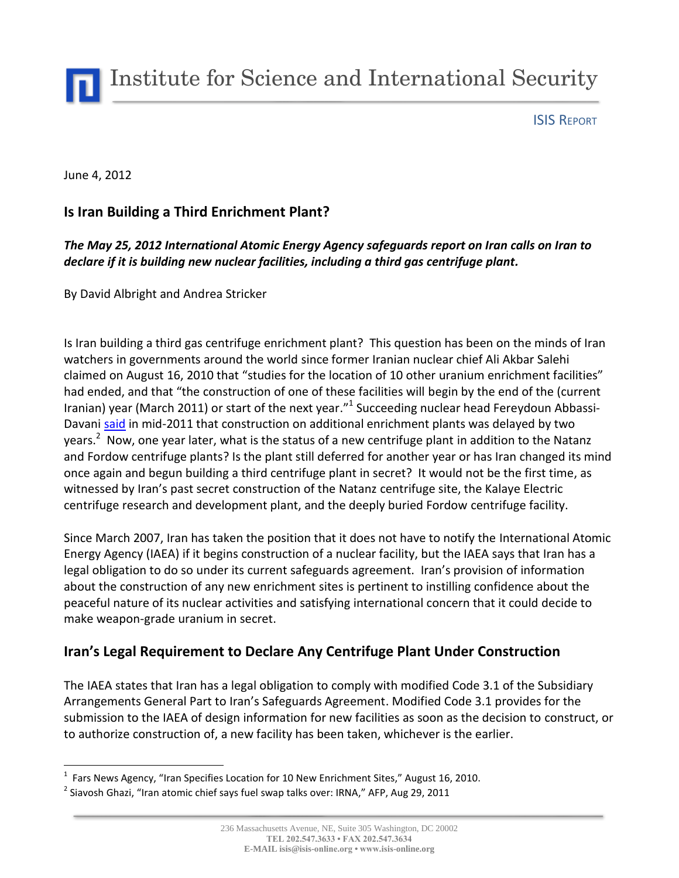# Institute for Science and International Security

ISIS REPORT

June 4, 2012

## Is Iran Building a Third Enrichment Plant?

***The May 25, 2012 International Atomic Energy Agency safeguards report on Iran calls on Iran to declare if it is building new nuclear facilities, including a third gas centrifuge plant.***

By David Albright and Andrea Stricker

Is Iran building a third gas centrifuge enrichment plant? This question has been on the minds of Iran watchers in governments around the world since former Iranian nuclear chief Ali Akbar Salehi claimed on August 16, 2010 that "studies for the location of 10 other uranium enrichment facilities" had ended, and that "the construction of one of these facilities will begin by the end of the (current Iranian) year (March 2011) or start of the next year."[1] Succeeding nuclear head Fereydoun Abbassi-Davani said in mid-2011 that construction on additional enrichment plants was delayed by two years.[2] Now, one year later, what is the status of a new centrifuge plant in addition to the Natanz and Fordow centrifuge plants? Is the plant still deferred for another year or has Iran changed its mind once again and begun building a third centrifuge plant in secret? It would not be the first time, as witnessed by Iran's past secret construction of the Natanz centrifuge site, the Kalaye Electric centrifuge research and development plant, and the deeply buried Fordow centrifuge facility.

Since March 2007, Iran has taken the position that it does not have to notify the International Atomic Energy Agency (IAEA) if it begins construction of a nuclear facility, but the IAEA says that Iran has a legal obligation to do so under its current safeguards agreement. Iran's provision of information about the construction of any new enrichment sites is pertinent to instilling confidence about the peaceful nature of its nuclear activities and satisfying international concern that it could decide to make weapon-grade uranium in secret.

## Iran's Legal Requirement to Declare Any Centrifuge Plant Under Construction

The IAEA states that Iran has a legal obligation to comply with modified Code 3.1 of the Subsidiary Arrangements General Part to Iran's Safeguards Agreement. Modified Code 3.1 provides for the submission to the IAEA of design information for new facilities as soon as the decision to construct, or to authorize construction of, a new facility has been taken, whichever is the earlier.

[1] Fars News Agency, "Iran Specifies Location for 10 New Enrichment Sites," August 16, 2010.

[2] Siavosh Ghazi, "Iran atomic chief says fuel swap talks over: IRNA," AFP, Aug 29, 2011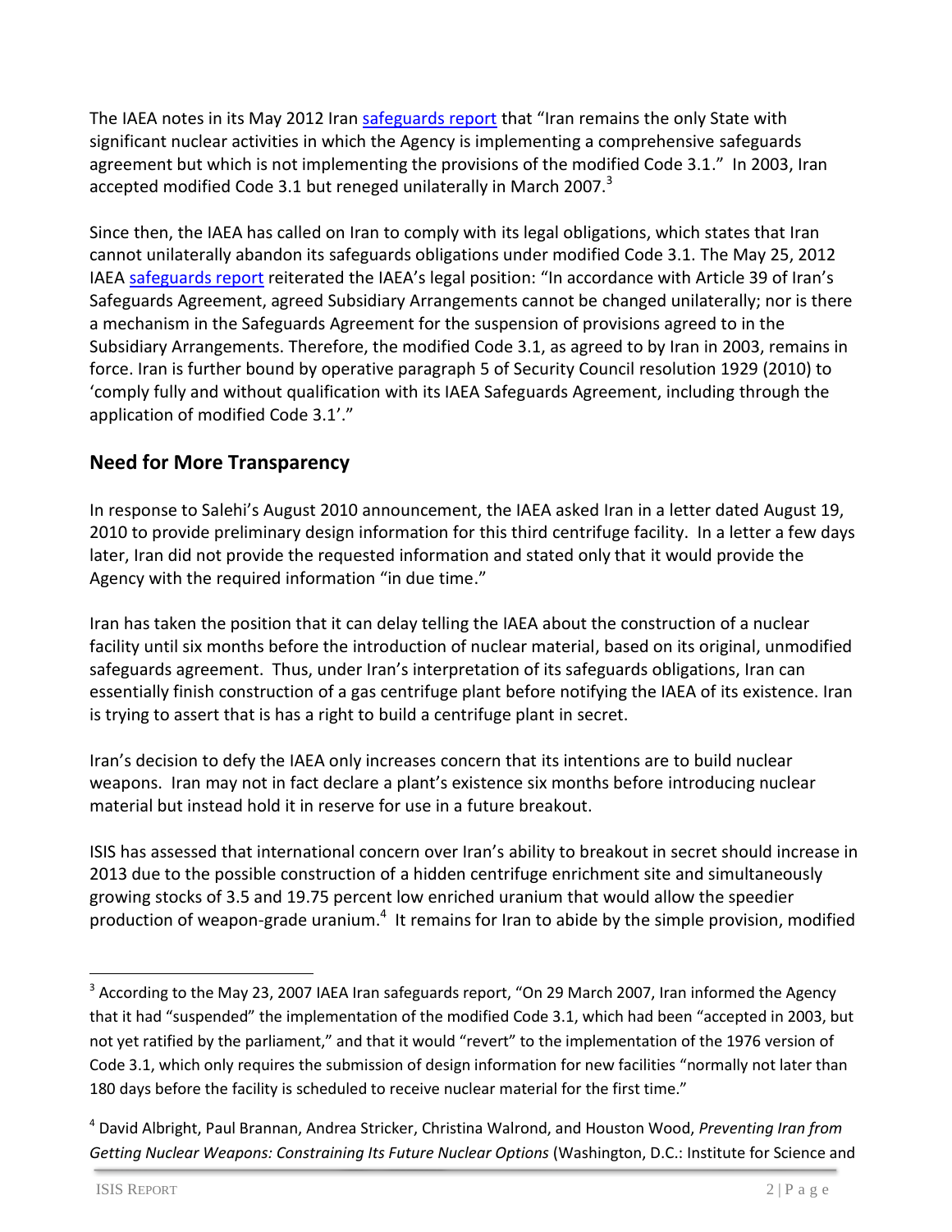The IAEA notes in its May 2012 Iran safeguards report that "Iran remains the only State with significant nuclear activities in which the Agency is implementing a comprehensive safeguards agreement but which is not implementing the provisions of the modified Code 3.1." In 2003, Iran accepted modified Code 3.1 but reneged unilaterally in March 2007.[3]

Since then, the IAEA has called on Iran to comply with its legal obligations, which states that Iran cannot unilaterally abandon its safeguards obligations under modified Code 3.1. The May 25, 2012 IAEA safeguards report reiterated the IAEA's legal position: "In accordance with Article 39 of Iran's Safeguards Agreement, agreed Subsidiary Arrangements cannot be changed unilaterally; nor is there a mechanism in the Safeguards Agreement for the suspension of provisions agreed to in the Subsidiary Arrangements. Therefore, the modified Code 3.1, as agreed to by Iran in 2003, remains in force. Iran is further bound by operative paragraph 5 of Security Council resolution 1929 (2010) to 'comply fully and without qualification with its IAEA Safeguards Agreement, including through the application of modified Code 3.1'."

## Need for More Transparency

In response to Salehi's August 2010 announcement, the IAEA asked Iran in a letter dated August 19, 2010 to provide preliminary design information for this third centrifuge facility. In a letter a few days later, Iran did not provide the requested information and stated only that it would provide the Agency with the required information "in due time."

Iran has taken the position that it can delay telling the IAEA about the construction of a nuclear facility until six months before the introduction of nuclear material, based on its original, unmodified safeguards agreement. Thus, under Iran's interpretation of its safeguards obligations, Iran can essentially finish construction of a gas centrifuge plant before notifying the IAEA of its existence. Iran is trying to assert that is has a right to build a centrifuge plant in secret.

Iran's decision to defy the IAEA only increases concern that its intentions are to build nuclear weapons. Iran may not in fact declare a plant's existence six months before introducing nuclear material but instead hold it in reserve for use in a future breakout.

ISIS has assessed that international concern over Iran's ability to breakout in secret should increase in 2013 due to the possible construction of a hidden centrifuge enrichment site and simultaneously growing stocks of 3.5 and 19.75 percent low enriched uranium that would allow the speedier production of weapon-grade uranium.[4] It remains for Iran to abide by the simple provision, modified

---

[3] According to the May 23, 2007 IAEA Iran safeguards report, "On 29 March 2007, Iran informed the Agency that it had "suspended" the implementation of the modified Code 3.1, which had been "accepted in 2003, but not yet ratified by the parliament," and that it would "revert" to the implementation of the 1976 version of Code 3.1, which only requires the submission of design information for new facilities "normally not later than 180 days before the facility is scheduled to receive nuclear material for the first time."

[4] David Albright, Paul Brannan, Andrea Stricker, Christina Walrond, and Houston Wood, *Preventing Iran from Getting Nuclear Weapons: Constraining Its Future Nuclear Options* (Washington, D.C.: Institute for Science and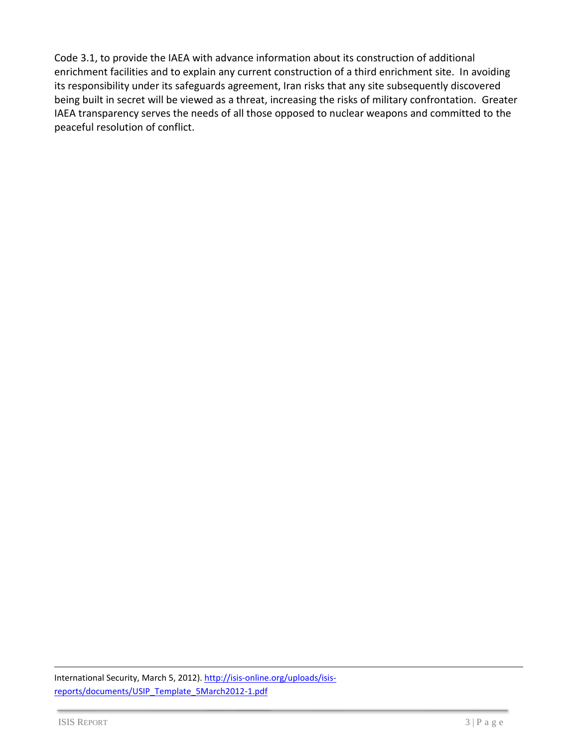Code 3.1, to provide the IAEA with advance information about its construction of additional enrichment facilities and to explain any current construction of a third enrichment site. In avoiding its responsibility under its safeguards agreement, Iran risks that any site subsequently discovered being built in secret will be viewed as a threat, increasing the risks of military confrontation. Greater IAEA transparency serves the needs of all those opposed to nuclear weapons and committed to the peaceful resolution of conflict.

---

International Security, March 5, 2012). http://isis-online.org/uploads/isis-reports/documents/USIP_Template_5March2012-1.pdf